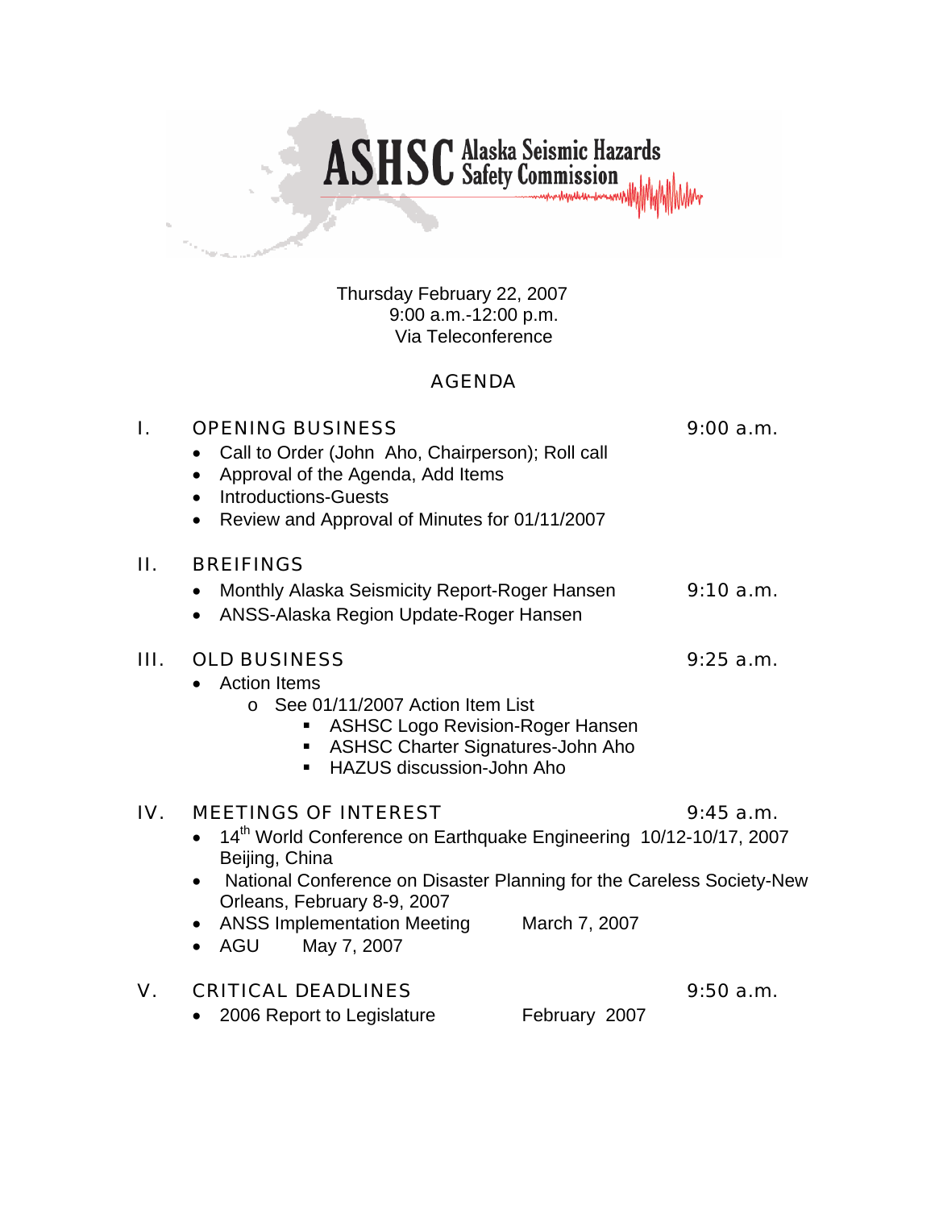# ASHSC Alaska Seismic Hazards Safety Commission

Thursday February 22, 2007
9:00 a.m.-12:00 p.m.
Via Teleconference

## AGENDA

### I. OPENING BUSINESS — 9:00 a.m.

- Call to Order (John Aho, Chairperson); Roll call
- Approval of the Agenda, Add Items
- Introductions-Guests
- Review and Approval of Minutes for 01/11/2007

### II. BREIFINGS

- Monthly Alaska Seismicity Report-Roger Hansen — 9:10 a.m.
- ANSS-Alaska Region Update-Roger Hansen

### III. OLD BUSINESS — 9:25 a.m.

- Action Items
  - See 01/11/2007 Action Item List
    - ASHSC Logo Revision-Roger Hansen
    - ASHSC Charter Signatures-John Aho
    - HAZUS discussion-John Aho

### IV. MEETINGS OF INTEREST — 9:45 a.m.

- 14th World Conference on Earthquake Engineering 10/12-10/17, 2007 Beijing, China
- National Conference on Disaster Planning for the Careless Society-New Orleans, February 8-9, 2007
- ANSS Implementation Meeting — March 7, 2007
- AGU — May 7, 2007

### V. CRITICAL DEADLINES — 9:50 a.m.

- 2006 Report to Legislature — February 2007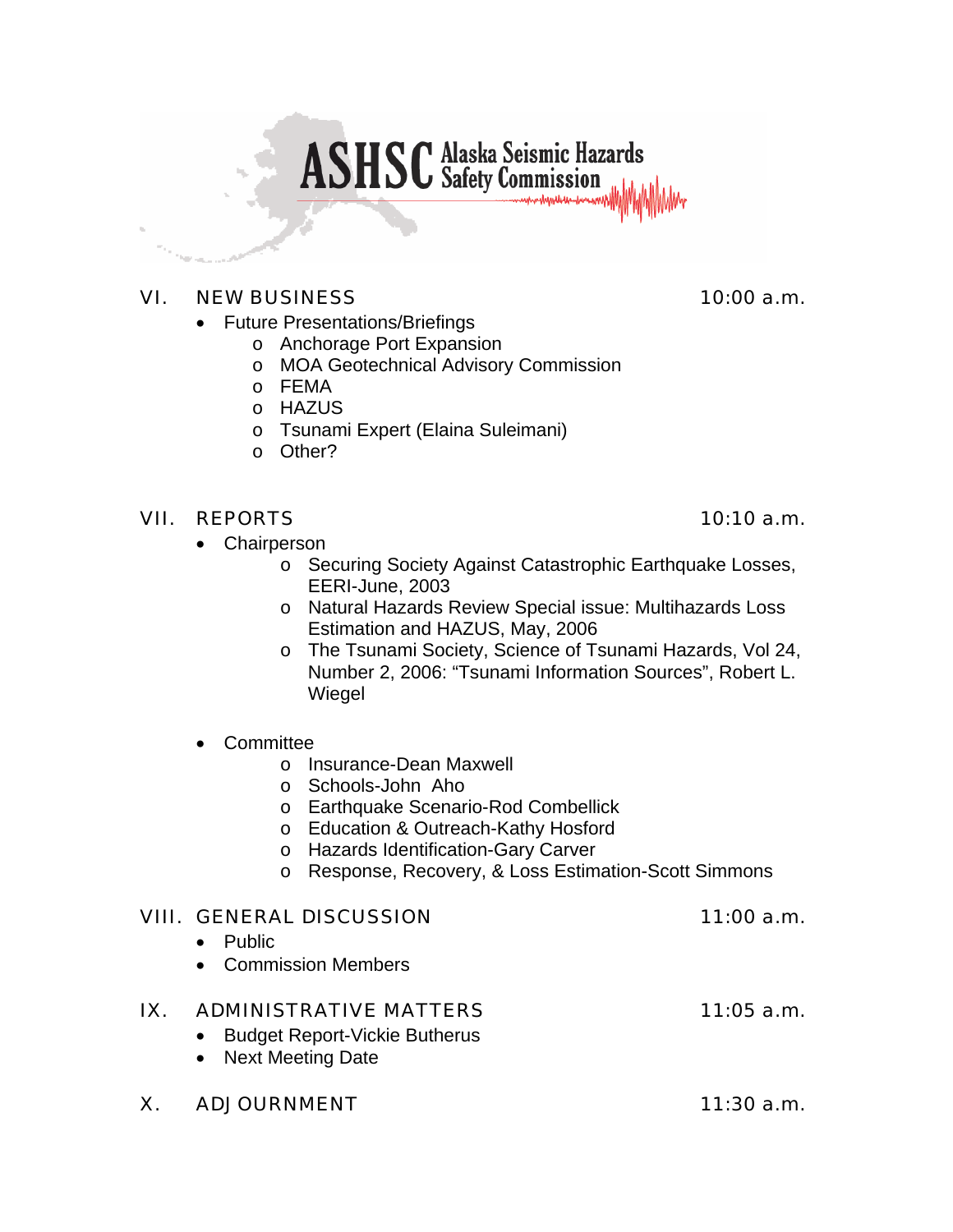ASHSC Alaska Seismic Hazards Safety Commission

## VI. NEW BUSINESS 10:00 a.m.

- Future Presentations/Briefings
  - Anchorage Port Expansion
  - MOA Geotechnical Advisory Commission
  - FEMA
  - HAZUS
  - Tsunami Expert (Elaina Suleimani)
  - Other?

## VII. REPORTS 10:10 a.m.

- Chairperson
  - Securing Society Against Catastrophic Earthquake Losses, EERI-June, 2003
  - Natural Hazards Review Special issue: Multihazards Loss Estimation and HAZUS, May, 2006
  - The Tsunami Society, Science of Tsunami Hazards, Vol 24, Number 2, 2006: "Tsunami Information Sources", Robert L. Wiegel

- Committee
  - Insurance-Dean Maxwell
  - Schools-John Aho
  - Earthquake Scenario-Rod Combellick
  - Education & Outreach-Kathy Hosford
  - Hazards Identification-Gary Carver
  - Response, Recovery, & Loss Estimation-Scott Simmons

## VIII. GENERAL DISCUSSION 11:00 a.m.

- Public
- Commission Members

## IX. ADMINISTRATIVE MATTERS 11:05 a.m.

- Budget Report-Vickie Butherus
- Next Meeting Date

## X. ADJOURNMENT 11:30 a.m.